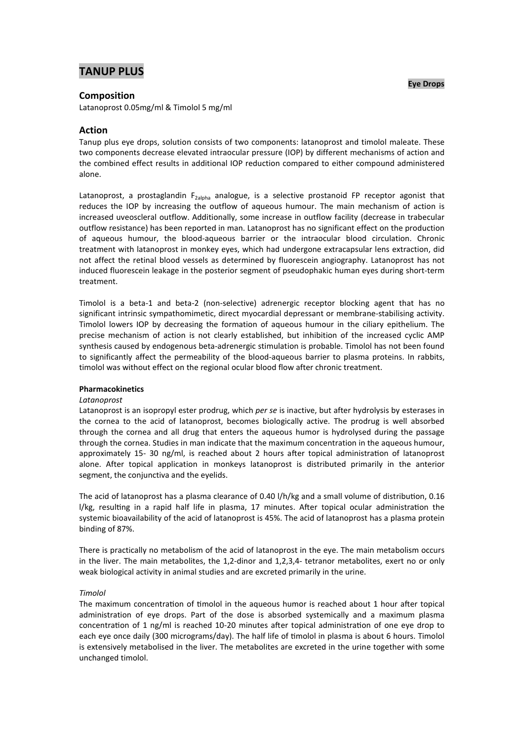# TANUP PLUS

**Eye Drops**

## Composition

Latanoprost 0.05mg/ml & Timolol 5 mg/ml

## Action

Tanup plus eye drops, solution consists of two components: latanoprost and timolol maleate. These two components decrease elevated intraocular pressure (IOP) by different mechanisms of action and the combined effect results in additional IOP reduction compared to either compound administered alone.

Latanoprost, a prostaglandin $F_{2alpha}$ analogue, is a selective prostanoid FP receptor agonist that reduces the IOP by increasing the outflow of aqueous humour. The main mechanism of action is increased uveoscleral outflow. Additionally, some increase in outflow facility (decrease in trabecular outflow resistance) has been reported in man. Latanoprost has no significant effect on the production of aqueous humour, the blood-aqueous barrier or the intraocular blood circulation. Chronic treatment with latanoprost in monkey eyes, which had undergone extracapsular lens extraction, did not affect the retinal blood vessels as determined by fluorescein angiography. Latanoprost has not induced fluorescein leakage in the posterior segment of pseudophakic human eyes during short-term treatment.

Timolol is a beta-1 and beta-2 (non-selective) adrenergic receptor blocking agent that has no significant intrinsic sympathomimetic, direct myocardial depressant or membrane-stabilising activity. Timolol lowers IOP by decreasing the formation of aqueous humour in the ciliary epithelium. The precise mechanism of action is not clearly established, but inhibition of the increased cyclic AMP synthesis caused by endogenous beta-adrenergic stimulation is probable. Timolol has not been found to significantly affect the permeability of the blood-aqueous barrier to plasma proteins. In rabbits, timolol was without effect on the regional ocular blood flow after chronic treatment.

**Pharmacokinetics**

*Latanoprost*

Latanoprost is an isopropyl ester prodrug, which *per se* is inactive, but after hydrolysis by esterases in the cornea to the acid of latanoprost, becomes biologically active. The prodrug is well absorbed through the cornea and all drug that enters the aqueous humor is hydrolysed during the passage through the cornea. Studies in man indicate that the maximum concentration in the aqueous humour, approximately 15- 30 ng/ml, is reached about 2 hours after topical administration of latanoprost alone. After topical application in monkeys latanoprost is distributed primarily in the anterior segment, the conjunctiva and the eyelids.

The acid of latanoprost has a plasma clearance of 0.40 l/h/kg and a small volume of distribution, 0.16 l/kg, resulting in a rapid half life in plasma, 17 minutes. After topical ocular administration the systemic bioavailability of the acid of latanoprost is 45%. The acid of latanoprost has a plasma protein binding of 87%.

There is practically no metabolism of the acid of latanoprost in the eye. The main metabolism occurs in the liver. The main metabolites, the 1,2-dinor and 1,2,3,4- tetranor metabolites, exert no or only weak biological activity in animal studies and are excreted primarily in the urine.

*Timolol*

The maximum concentration of timolol in the aqueous humor is reached about 1 hour after topical administration of eye drops. Part of the dose is absorbed systemically and a maximum plasma concentration of 1 ng/ml is reached 10-20 minutes after topical administration of one eye drop to each eye once daily (300 micrograms/day). The half life of timolol in plasma is about 6 hours. Timolol is extensively metabolised in the liver. The metabolites are excreted in the urine together with some unchanged timolol.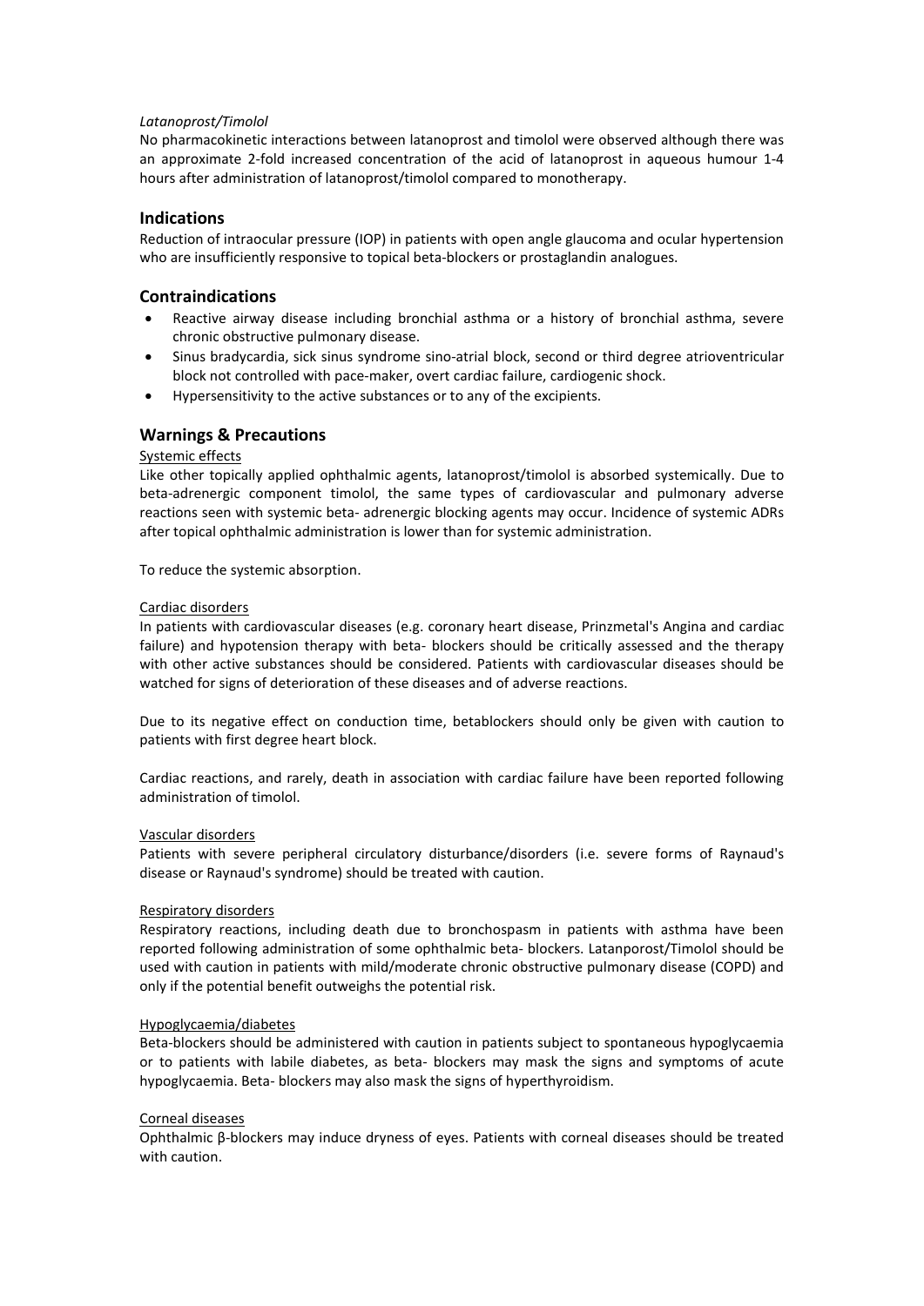*Latanoprost/Timolol*

No pharmacokinetic interactions between latanoprost and timolol were observed although there was an approximate 2-fold increased concentration of the acid of latanoprost in aqueous humour 1-4 hours after administration of latanoprost/timolol compared to monotherapy.

## Indications

Reduction of intraocular pressure (IOP) in patients with open angle glaucoma and ocular hypertension who are insufficiently responsive to topical beta-blockers or prostaglandin analogues.

## Contraindications

- Reactive airway disease including bronchial asthma or a history of bronchial asthma, severe chronic obstructive pulmonary disease.
- Sinus bradycardia, sick sinus syndrome sino-atrial block, second or third degree atrioventricular block not controlled with pace-maker, overt cardiac failure, cardiogenic shock.
- Hypersensitivity to the active substances or to any of the excipients.

## Warnings & Precautions

Systemic effects

Like other topically applied ophthalmic agents, latanoprost/timolol is absorbed systemically. Due to beta-adrenergic component timolol, the same types of cardiovascular and pulmonary adverse reactions seen with systemic beta- adrenergic blocking agents may occur. Incidence of systemic ADRs after topical ophthalmic administration is lower than for systemic administration.

To reduce the systemic absorption.

Cardiac disorders

In patients with cardiovascular diseases (e.g. coronary heart disease, Prinzmetal's Angina and cardiac failure) and hypotension therapy with beta- blockers should be critically assessed and the therapy with other active substances should be considered. Patients with cardiovascular diseases should be watched for signs of deterioration of these diseases and of adverse reactions.

Due to its negative effect on conduction time, betablockers should only be given with caution to patients with first degree heart block.

Cardiac reactions, and rarely, death in association with cardiac failure have been reported following administration of timolol.

Vascular disorders

Patients with severe peripheral circulatory disturbance/disorders (i.e. severe forms of Raynaud's disease or Raynaud's syndrome) should be treated with caution.

Respiratory disorders

Respiratory reactions, including death due to bronchospasm in patients with asthma have been reported following administration of some ophthalmic beta- blockers. Latanporost/Timolol should be used with caution in patients with mild/moderate chronic obstructive pulmonary disease (COPD) and only if the potential benefit outweighs the potential risk.

Hypoglycaemia/diabetes

Beta-blockers should be administered with caution in patients subject to spontaneous hypoglycaemia or to patients with labile diabetes, as beta- blockers may mask the signs and symptoms of acute hypoglycaemia. Beta- blockers may also mask the signs of hyperthyroidism.

Corneal diseases

Ophthalmic β-blockers may induce dryness of eyes. Patients with corneal diseases should be treated with caution.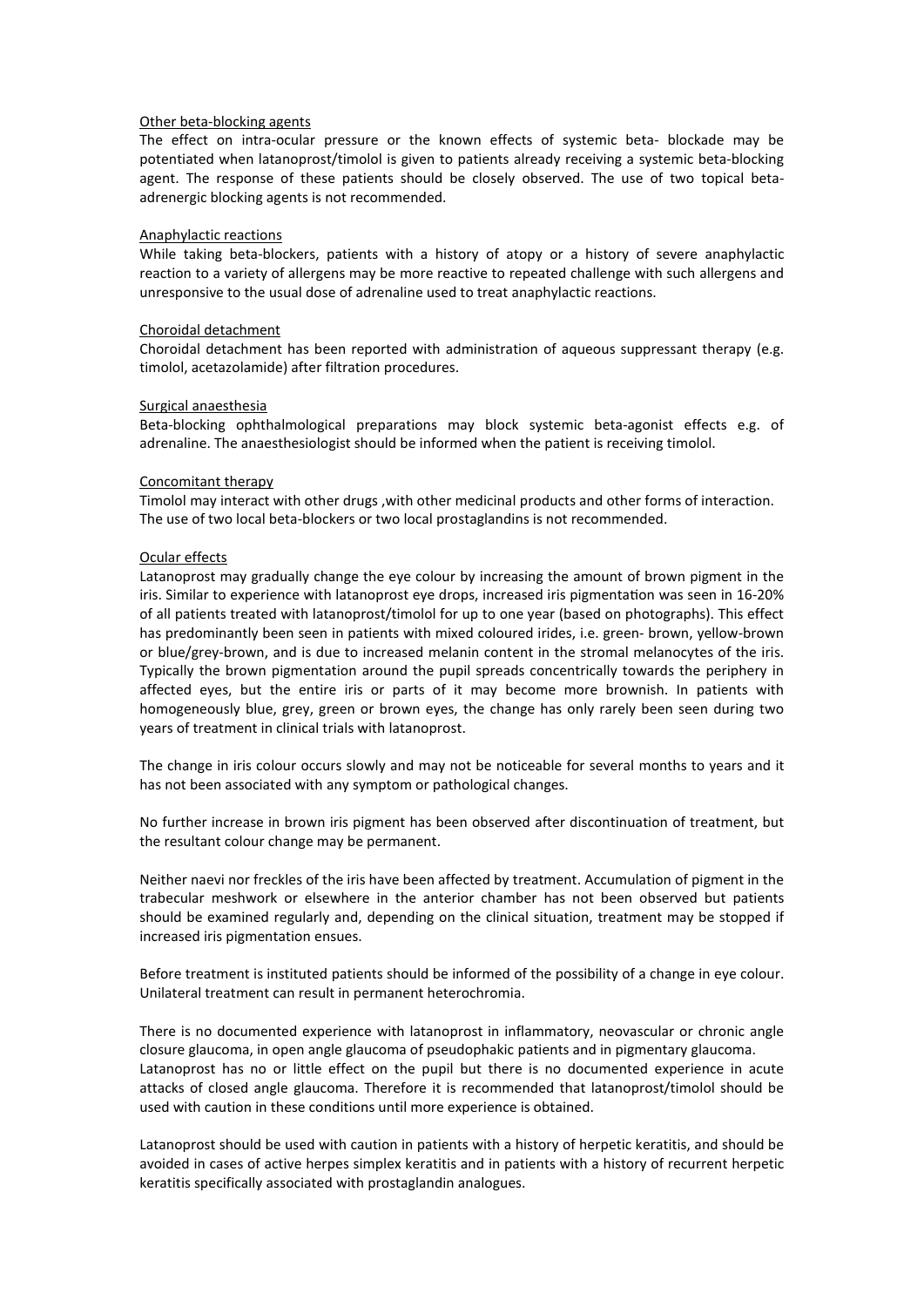Other beta-blocking agents

The effect on intra-ocular pressure or the known effects of systemic beta- blockade may be potentiated when latanoprost/timolol is given to patients already receiving a systemic beta-blocking agent. The response of these patients should be closely observed. The use of two topical beta-adrenergic blocking agents is not recommended.

Anaphylactic reactions

While taking beta-blockers, patients with a history of atopy or a history of severe anaphylactic reaction to a variety of allergens may be more reactive to repeated challenge with such allergens and unresponsive to the usual dose of adrenaline used to treat anaphylactic reactions.

Choroidal detachment

Choroidal detachment has been reported with administration of aqueous suppressant therapy (e.g. timolol, acetazolamide) after filtration procedures.

Surgical anaesthesia

Beta-blocking ophthalmological preparations may block systemic beta-agonist effects e.g. of adrenaline. The anaesthesiologist should be informed when the patient is receiving timolol.

Concomitant therapy

Timolol may interact with other drugs ,with other medicinal products and other forms of interaction. The use of two local beta-blockers or two local prostaglandins is not recommended.

Ocular effects

Latanoprost may gradually change the eye colour by increasing the amount of brown pigment in the iris. Similar to experience with latanoprost eye drops, increased iris pigmentation was seen in 16-20% of all patients treated with latanoprost/timolol for up to one year (based on photographs). This effect has predominantly been seen in patients with mixed coloured irides, i.e. green- brown, yellow-brown or blue/grey-brown, and is due to increased melanin content in the stromal melanocytes of the iris. Typically the brown pigmentation around the pupil spreads concentrically towards the periphery in affected eyes, but the entire iris or parts of it may become more brownish. In patients with homogeneously blue, grey, green or brown eyes, the change has only rarely been seen during two years of treatment in clinical trials with latanoprost.

The change in iris colour occurs slowly and may not be noticeable for several months to years and it has not been associated with any symptom or pathological changes.

No further increase in brown iris pigment has been observed after discontinuation of treatment, but the resultant colour change may be permanent.

Neither naevi nor freckles of the iris have been affected by treatment. Accumulation of pigment in the trabecular meshwork or elsewhere in the anterior chamber has not been observed but patients should be examined regularly and, depending on the clinical situation, treatment may be stopped if increased iris pigmentation ensues.

Before treatment is instituted patients should be informed of the possibility of a change in eye colour. Unilateral treatment can result in permanent heterochromia.

There is no documented experience with latanoprost in inflammatory, neovascular or chronic angle closure glaucoma, in open angle glaucoma of pseudophakic patients and in pigmentary glaucoma. Latanoprost has no or little effect on the pupil but there is no documented experience in acute attacks of closed angle glaucoma. Therefore it is recommended that latanoprost/timolol should be used with caution in these conditions until more experience is obtained.

Latanoprost should be used with caution in patients with a history of herpetic keratitis, and should be avoided in cases of active herpes simplex keratitis and in patients with a history of recurrent herpetic keratitis specifically associated with prostaglandin analogues.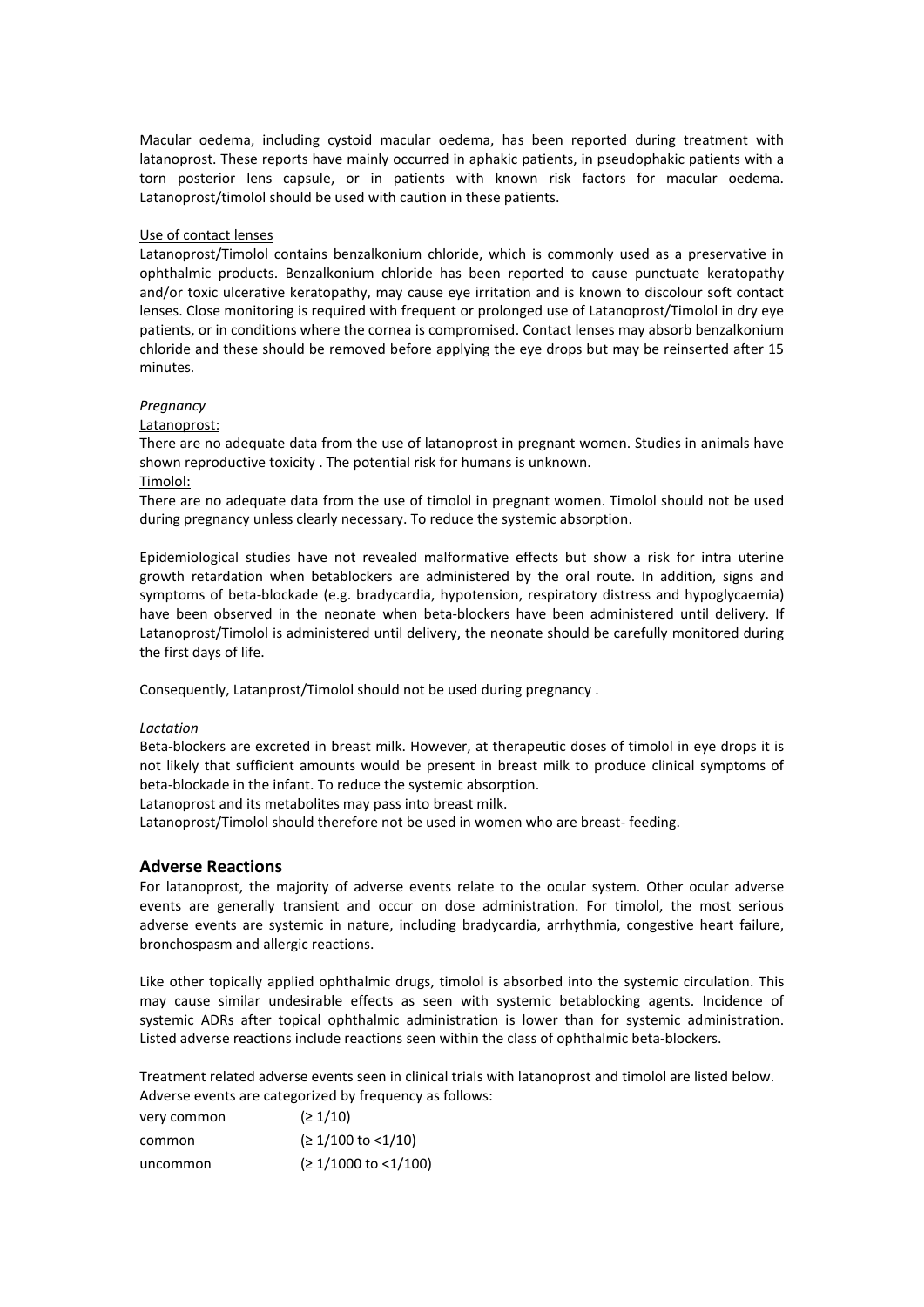Macular oedema, including cystoid macular oedema, has been reported during treatment with latanoprost. These reports have mainly occurred in aphakic patients, in pseudophakic patients with a torn posterior lens capsule, or in patients with known risk factors for macular oedema. Latanoprost/timolol should be used with caution in these patients.

Use of contact lenses

Latanoprost/Timolol contains benzalkonium chloride, which is commonly used as a preservative in ophthalmic products. Benzalkonium chloride has been reported to cause punctuate keratopathy and/or toxic ulcerative keratopathy, may cause eye irritation and is known to discolour soft contact lenses. Close monitoring is required with frequent or prolonged use of Latanoprost/Timolol in dry eye patients, or in conditions where the cornea is compromised. Contact lenses may absorb benzalkonium chloride and these should be removed before applying the eye drops but may be reinserted after 15 minutes.

*Pregnancy*

Latanoprost:

There are no adequate data from the use of latanoprost in pregnant women. Studies in animals have shown reproductive toxicity . The potential risk for humans is unknown.

Timolol:

There are no adequate data from the use of timolol in pregnant women. Timolol should not be used during pregnancy unless clearly necessary. To reduce the systemic absorption.

Epidemiological studies have not revealed malformative effects but show a risk for intra uterine growth retardation when betablockers are administered by the oral route. In addition, signs and symptoms of beta-blockade (e.g. bradycardia, hypotension, respiratory distress and hypoglycaemia) have been observed in the neonate when beta-blockers have been administered until delivery. If Latanoprost/Timolol is administered until delivery, the neonate should be carefully monitored during the first days of life.

Consequently, Latanprost/Timolol should not be used during pregnancy .

*Lactation*

Beta-blockers are excreted in breast milk. However, at therapeutic doses of timolol in eye drops it is not likely that sufficient amounts would be present in breast milk to produce clinical symptoms of beta-blockade in the infant. To reduce the systemic absorption.

Latanoprost and its metabolites may pass into breast milk.

Latanoprost/Timolol should therefore not be used in women who are breast- feeding.

## Adverse Reactions

For latanoprost, the majority of adverse events relate to the ocular system. Other ocular adverse events are generally transient and occur on dose administration. For timolol, the most serious adverse events are systemic in nature, including bradycardia, arrhythmia, congestive heart failure, bronchospasm and allergic reactions.

Like other topically applied ophthalmic drugs, timolol is absorbed into the systemic circulation. This may cause similar undesirable effects as seen with systemic betablocking agents. Incidence of systemic ADRs after topical ophthalmic administration is lower than for systemic administration. Listed adverse reactions include reactions seen within the class of ophthalmic beta-blockers.

Treatment related adverse events seen in clinical trials with latanoprost and timolol are listed below. Adverse events are categorized by frequency as follows:

| | |
|---|---|
| very common | (≥ 1/10) |
| common | (≥ 1/100 to <1/10) |
| uncommon | (≥ 1/1000 to <1/100) |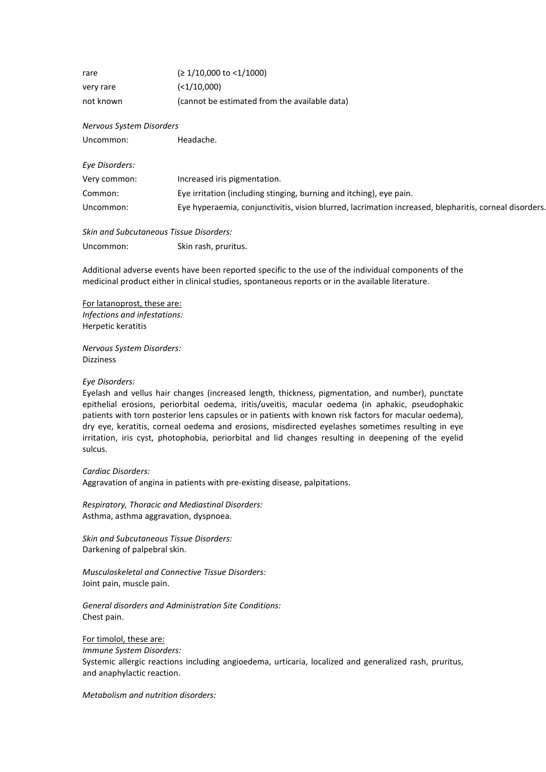| | |
|---|---|
| rare | (≥ 1/10,000 to <1/1000) |
| very rare | (<1/10,000) |
| not known | (cannot be estimated from the available data) |

*Nervous System Disorders*

| | |
|---|---|
| Uncommon: | Headache. |

*Eye Disorders:*

| | |
|---|---|
| Very common: | Increased iris pigmentation. |
| Common: | Eye irritation (including stinging, burning and itching), eye pain. |
| Uncommon: | Eye hyperaemia, conjunctivitis, vision blurred, lacrimation increased, blepharitis, corneal disorders. |

*Skin and Subcutaneous Tissue Disorders:*

| | |
|---|---|
| Uncommon: | Skin rash, pruritus. |

Additional adverse events have been reported specific to the use of the individual components of the medicinal product either in clinical studies, spontaneous reports or in the available literature.

For latanoprost, these are:

*Infections and infestations:*
Herpetic keratitis

*Nervous System Disorders:*
Dizziness

*Eye Disorders:*
Eyelash and vellus hair changes (increased length, thickness, pigmentation, and number), punctate epithelial erosions, periorbital oedema, iritis/uveitis, macular oedema (in aphakic, pseudophakic patients with torn posterior lens capsules or in patients with known risk factors for macular oedema), dry eye, keratitis, corneal oedema and erosions, misdirected eyelashes sometimes resulting in eye irritation, iris cyst, photophobia, periorbital and lid changes resulting in deepening of the eyelid sulcus.

*Cardiac Disorders:*
Aggravation of angina in patients with pre-existing disease, palpitations.

*Respiratory, Thoracic and Mediastinal Disorders:*
Asthma, asthma aggravation, dyspnoea.

*Skin and Subcutaneous Tissue Disorders:*
Darkening of palpebral skin.

*Musculoskeletal and Connective Tissue Disorders:*
Joint pain, muscle pain.

*General disorders and Administration Site Conditions:*
Chest pain.

For timolol, these are:

*Immune System Disorders:*
Systemic allergic reactions including angioedema, urticaria, localized and generalized rash, pruritus, and anaphylactic reaction.

*Metabolism and nutrition disorders:*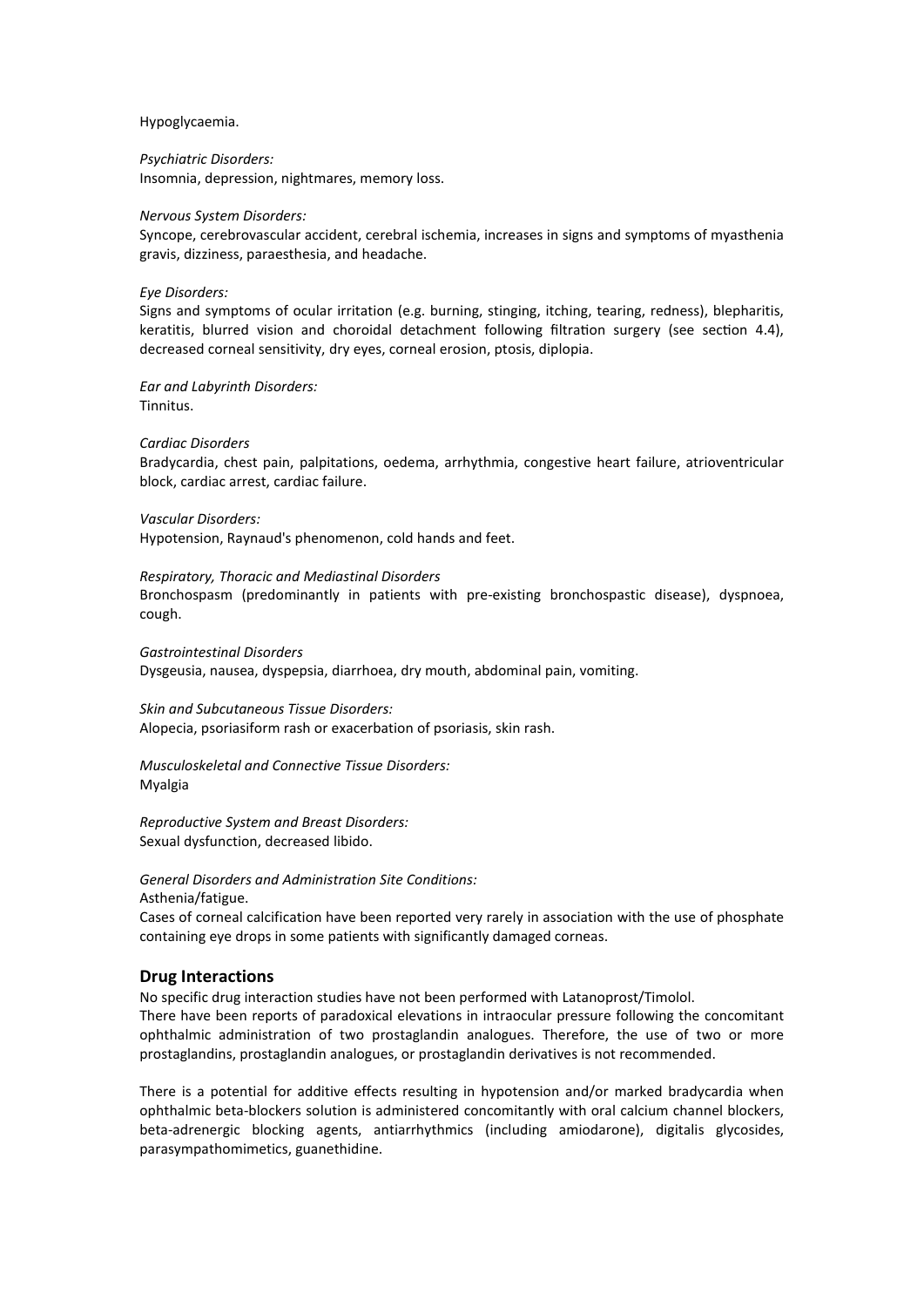Hypoglycaemia.

*Psychiatric Disorders:*
Insomnia, depression, nightmares, memory loss.

*Nervous System Disorders:*
Syncope, cerebrovascular accident, cerebral ischemia, increases in signs and symptoms of myasthenia gravis, dizziness, paraesthesia, and headache.

*Eye Disorders:*
Signs and symptoms of ocular irritation (e.g. burning, stinging, itching, tearing, redness), blepharitis, keratitis, blurred vision and choroidal detachment following filtration surgery (see section 4.4), decreased corneal sensitivity, dry eyes, corneal erosion, ptosis, diplopia.

*Ear and Labyrinth Disorders:*
Tinnitus.

*Cardiac Disorders*
Bradycardia, chest pain, palpitations, oedema, arrhythmia, congestive heart failure, atrioventricular block, cardiac arrest, cardiac failure.

*Vascular Disorders:*
Hypotension, Raynaud's phenomenon, cold hands and feet.

*Respiratory, Thoracic and Mediastinal Disorders*
Bronchospasm (predominantly in patients with pre-existing bronchospastic disease), dyspnoea, cough.

*Gastrointestinal Disorders*
Dysgeusia, nausea, dyspepsia, diarrhoea, dry mouth, abdominal pain, vomiting.

*Skin and Subcutaneous Tissue Disorders:*
Alopecia, psoriasiform rash or exacerbation of psoriasis, skin rash.

*Musculoskeletal and Connective Tissue Disorders:*
Myalgia

*Reproductive System and Breast Disorders:*
Sexual dysfunction, decreased libido.

*General Disorders and Administration Site Conditions:*
Asthenia/fatigue.
Cases of corneal calcification have been reported very rarely in association with the use of phosphate containing eye drops in some patients with significantly damaged corneas.

## Drug Interactions

No specific drug interaction studies have not been performed with Latanoprost/Timolol.
There have been reports of paradoxical elevations in intraocular pressure following the concomitant ophthalmic administration of two prostaglandin analogues. Therefore, the use of two or more prostaglandins, prostaglandin analogues, or prostaglandin derivatives is not recommended.

There is a potential for additive effects resulting in hypotension and/or marked bradycardia when ophthalmic beta-blockers solution is administered concomitantly with oral calcium channel blockers, beta-adrenergic blocking agents, antiarrhythmics (including amiodarone), digitalis glycosides, parasympathomimetics, guanethidine.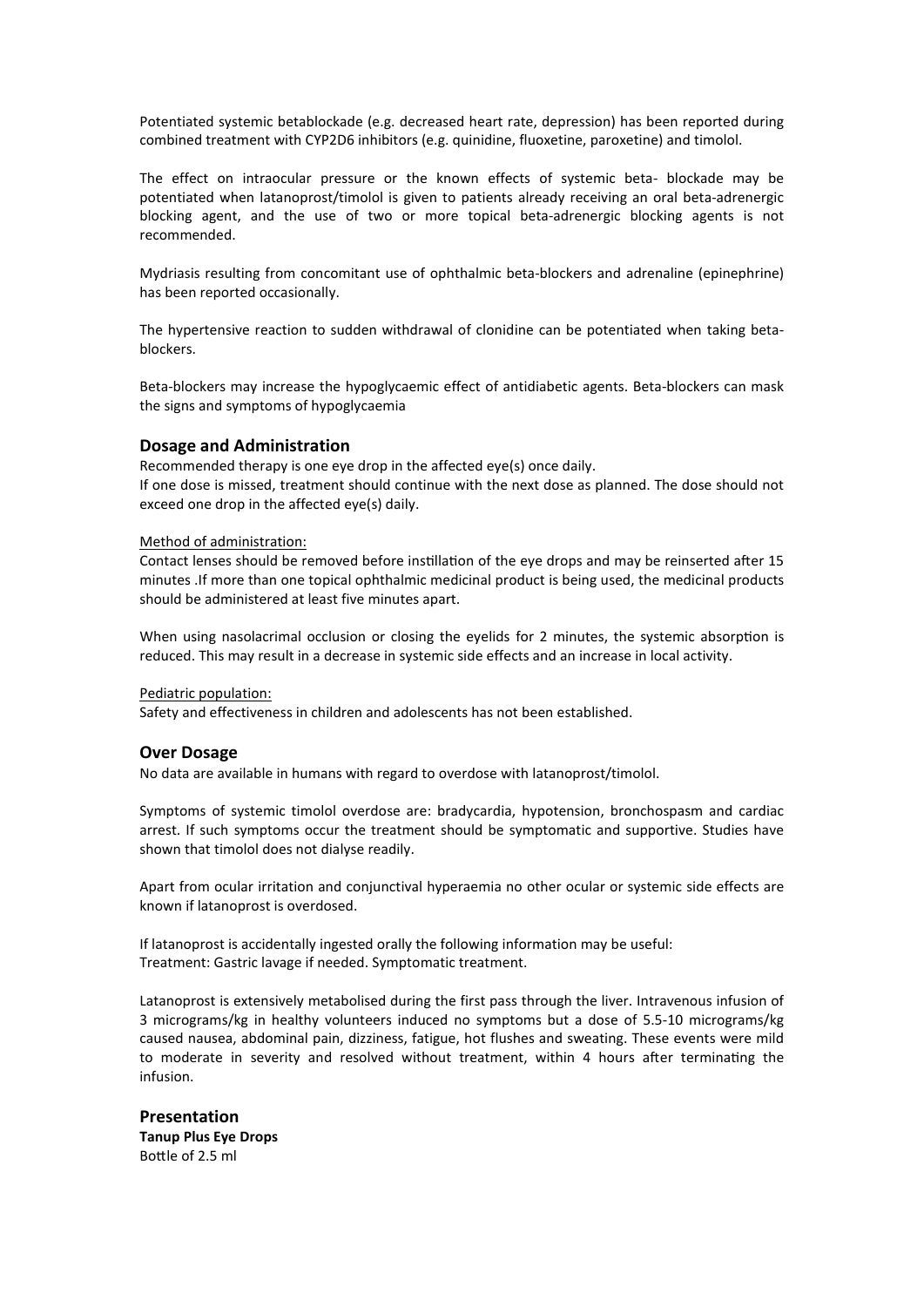Potentiated systemic betablockade (e.g. decreased heart rate, depression) has been reported during combined treatment with CYP2D6 inhibitors (e.g. quinidine, fluoxetine, paroxetine) and timolol.

The effect on intraocular pressure or the known effects of systemic beta- blockade may be potentiated when latanoprost/timolol is given to patients already receiving an oral beta-adrenergic blocking agent, and the use of two or more topical beta-adrenergic blocking agents is not recommended.

Mydriasis resulting from concomitant use of ophthalmic beta-blockers and adrenaline (epinephrine) has been reported occasionally.

The hypertensive reaction to sudden withdrawal of clonidine can be potentiated when taking beta-blockers.

Beta-blockers may increase the hypoglycaemic effect of antidiabetic agents. Beta-blockers can mask the signs and symptoms of hypoglycaemia

## Dosage and Administration

Recommended therapy is one eye drop in the affected eye(s) once daily.
If one dose is missed, treatment should continue with the next dose as planned. The dose should not exceed one drop in the affected eye(s) daily.

Method of administration:

Contact lenses should be removed before instillation of the eye drops and may be reinserted after 15 minutes .If more than one topical ophthalmic medicinal product is being used, the medicinal products should be administered at least five minutes apart.

When using nasolacrimal occlusion or closing the eyelids for 2 minutes, the systemic absorption is reduced. This may result in a decrease in systemic side effects and an increase in local activity.

Pediatric population:

Safety and effectiveness in children and adolescents has not been established.

## Over Dosage

No data are available in humans with regard to overdose with latanoprost/timolol.

Symptoms of systemic timolol overdose are: bradycardia, hypotension, bronchospasm and cardiac arrest. If such symptoms occur the treatment should be symptomatic and supportive. Studies have shown that timolol does not dialyse readily.

Apart from ocular irritation and conjunctival hyperaemia no other ocular or systemic side effects are known if latanoprost is overdosed.

If latanoprost is accidentally ingested orally the following information may be useful:
Treatment: Gastric lavage if needed. Symptomatic treatment.

Latanoprost is extensively metabolised during the first pass through the liver. Intravenous infusion of 3 micrograms/kg in healthy volunteers induced no symptoms but a dose of 5.5-10 micrograms/kg caused nausea, abdominal pain, dizziness, fatigue, hot flushes and sweating. These events were mild to moderate in severity and resolved without treatment, within 4 hours after terminating the infusion.

## Presentation

**Tanup Plus Eye Drops**
Bottle of 2.5 ml